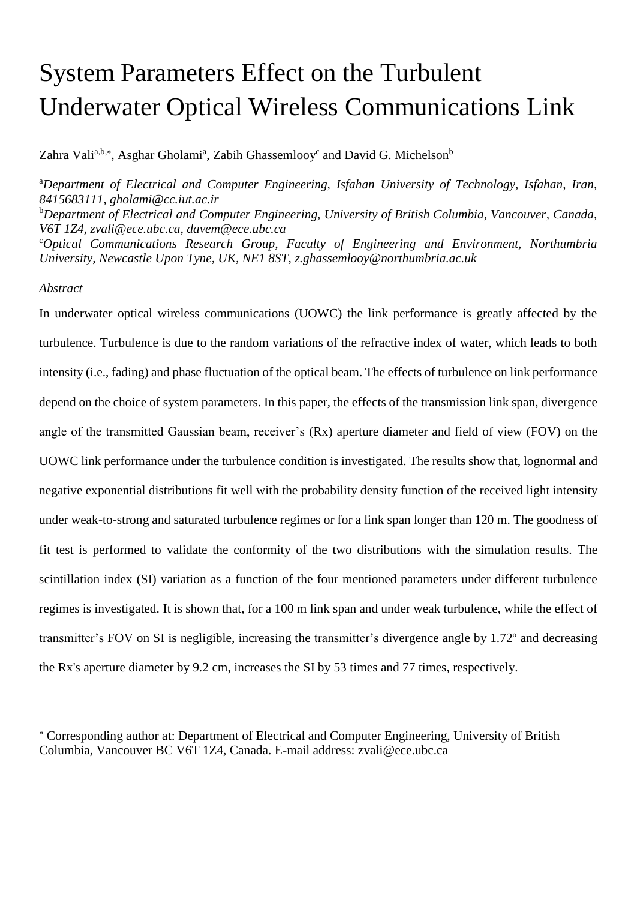# System Parameters Effect on the Turbulent Underwater Optical Wireless Communications Link

Zahra Vali[a,b,*], Asghar Gholami[a], Zabih Ghassemlooy[c] and David G. Michelson[b]

[a]*Department of Electrical and Computer Engineering, Isfahan University of Technology, Isfahan, Iran, 8415683111, gholami@cc.iut.ac.ir*

[b]*Department of Electrical and Computer Engineering, University of British Columbia, Vancouver, Canada, V6T 1Z4, zvali@ece.ubc.ca, davem@ece.ubc.ca*

[c]*Optical Communications Research Group, Faculty of Engineering and Environment, Northumbria University, Newcastle Upon Tyne, UK, NE1 8ST, z.ghassemlooy@northumbria.ac.uk*

*Abstract*

In underwater optical wireless communications (UOWC) the link performance is greatly affected by the turbulence. Turbulence is due to the random variations of the refractive index of water, which leads to both intensity (i.e., fading) and phase fluctuation of the optical beam. The effects of turbulence on link performance depend on the choice of system parameters. In this paper, the effects of the transmission link span, divergence angle of the transmitted Gaussian beam, receiver's (Rx) aperture diameter and field of view (FOV) on the UOWC link performance under the turbulence condition is investigated. The results show that, lognormal and negative exponential distributions fit well with the probability density function of the received light intensity under weak-to-strong and saturated turbulence regimes or for a link span longer than 120 m. The goodness of fit test is performed to validate the conformity of the two distributions with the simulation results. The scintillation index (SI) variation as a function of the four mentioned parameters under different turbulence regimes is investigated. It is shown that, for a 100 m link span and under weak turbulence, while the effect of transmitter's FOV on SI is negligible, increasing the transmitter's divergence angle by 1.72º and decreasing the Rx's aperture diameter by 9.2 cm, increases the SI by 53 times and 77 times, respectively.

---

[*] Corresponding author at: Department of Electrical and Computer Engineering, University of British Columbia, Vancouver BC V6T 1Z4, Canada. E-mail address: zvali@ece.ubc.ca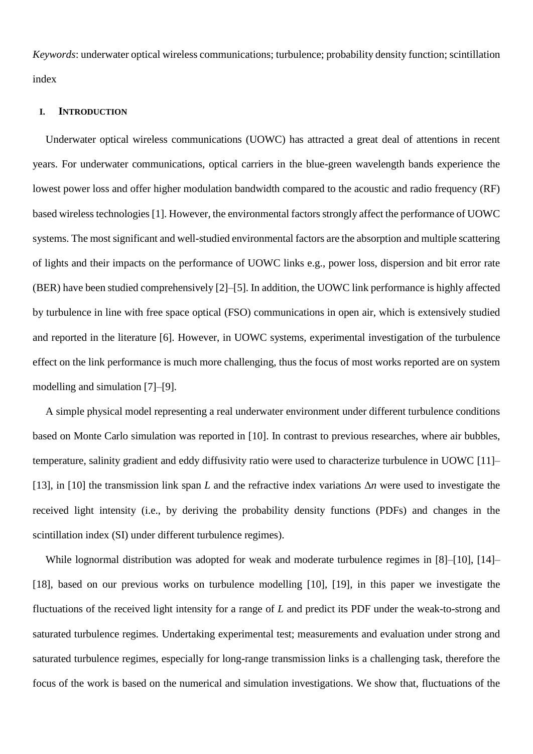*Keywords*: underwater optical wireless communications; turbulence; probability density function; scintillation index

## I. Introduction

Underwater optical wireless communications (UOWC) has attracted a great deal of attentions in recent years. For underwater communications, optical carriers in the blue-green wavelength bands experience the lowest power loss and offer higher modulation bandwidth compared to the acoustic and radio frequency (RF) based wireless technologies [1]. However, the environmental factors strongly affect the performance of UOWC systems. The most significant and well-studied environmental factors are the absorption and multiple scattering of lights and their impacts on the performance of UOWC links e.g., power loss, dispersion and bit error rate (BER) have been studied comprehensively [2]–[5]. In addition, the UOWC link performance is highly affected by turbulence in line with free space optical (FSO) communications in open air, which is extensively studied and reported in the literature [6]. However, in UOWC systems, experimental investigation of the turbulence effect on the link performance is much more challenging, thus the focus of most works reported are on system modelling and simulation [7]–[9].

A simple physical model representing a real underwater environment under different turbulence conditions based on Monte Carlo simulation was reported in [10]. In contrast to previous researches, where air bubbles, temperature, salinity gradient and eddy diffusivity ratio were used to characterize turbulence in UOWC [11]–[13], in [10] the transmission link span $L$ and the refractive index variations $\Delta n$ were used to investigate the received light intensity (i.e., by deriving the probability density functions (PDFs) and changes in the scintillation index (SI) under different turbulence regimes).

While lognormal distribution was adopted for weak and moderate turbulence regimes in [8]–[10], [14]–[18], based on our previous works on turbulence modelling [10], [19], in this paper we investigate the fluctuations of the received light intensity for a range of $L$ and predict its PDF under the weak-to-strong and saturated turbulence regimes. Undertaking experimental test; measurements and evaluation under strong and saturated turbulence regimes, especially for long-range transmission links is a challenging task, therefore the focus of the work is based on the numerical and simulation investigations. We show that, fluctuations of the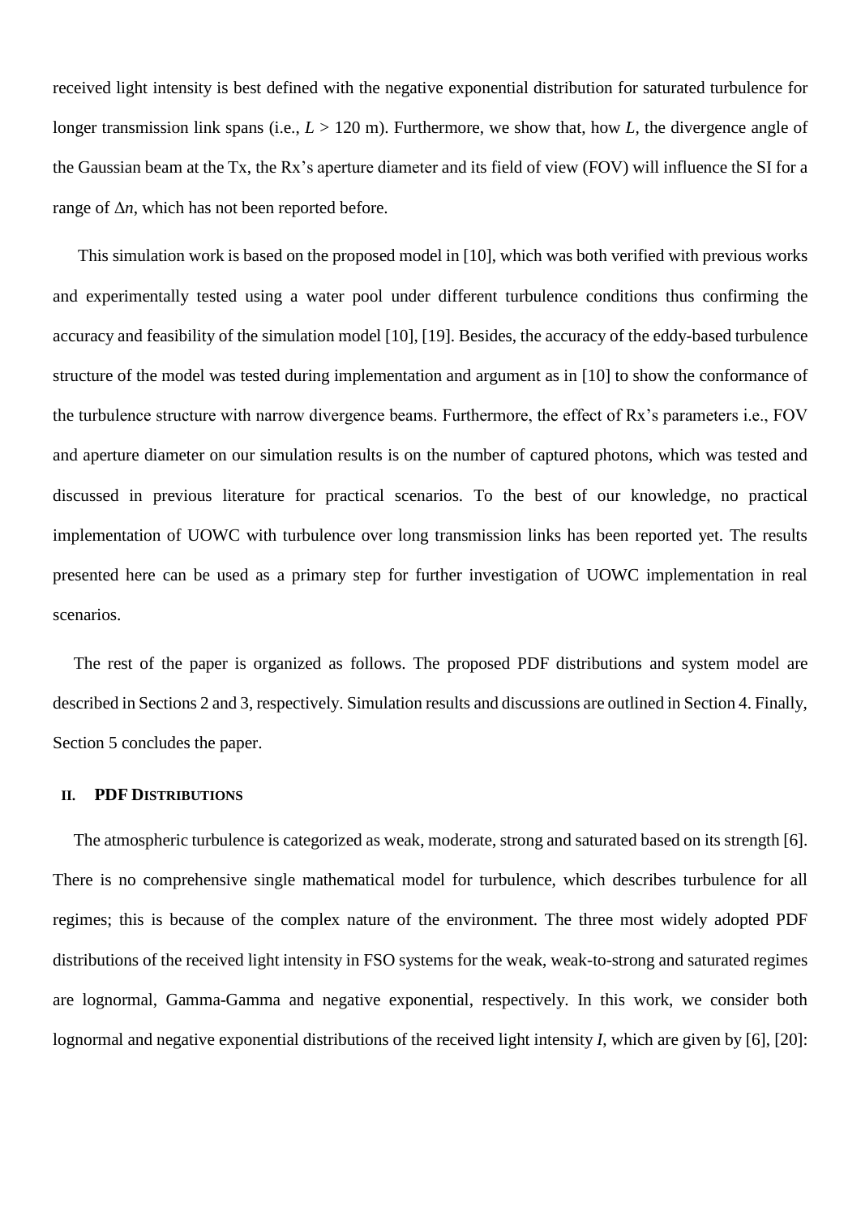received light intensity is best defined with the negative exponential distribution for saturated turbulence for longer transmission link spans (i.e., $L > 120$ m). Furthermore, we show that, how $L$, the divergence angle of the Gaussian beam at the Tx, the Rx's aperture diameter and its field of view (FOV) will influence the SI for a range of $\Delta n$, which has not been reported before.

This simulation work is based on the proposed model in [10], which was both verified with previous works and experimentally tested using a water pool under different turbulence conditions thus confirming the accuracy and feasibility of the simulation model [10], [19]. Besides, the accuracy of the eddy-based turbulence structure of the model was tested during implementation and argument as in [10] to show the conformance of the turbulence structure with narrow divergence beams. Furthermore, the effect of Rx's parameters i.e., FOV and aperture diameter on our simulation results is on the number of captured photons, which was tested and discussed in previous literature for practical scenarios. To the best of our knowledge, no practical implementation of UOWC with turbulence over long transmission links has been reported yet. The results presented here can be used as a primary step for further investigation of UOWC implementation in real scenarios.

The rest of the paper is organized as follows. The proposed PDF distributions and system model are described in Sections 2 and 3, respectively. Simulation results and discussions are outlined in Section 4. Finally, Section 5 concludes the paper.

## II. PDF Distributions

The atmospheric turbulence is categorized as weak, moderate, strong and saturated based on its strength [6]. There is no comprehensive single mathematical model for turbulence, which describes turbulence for all regimes; this is because of the complex nature of the environment. The three most widely adopted PDF distributions of the received light intensity in FSO systems for the weak, weak-to-strong and saturated regimes are lognormal, Gamma-Gamma and negative exponential, respectively. In this work, we consider both lognormal and negative exponential distributions of the received light intensity $I$, which are given by [6], [20]: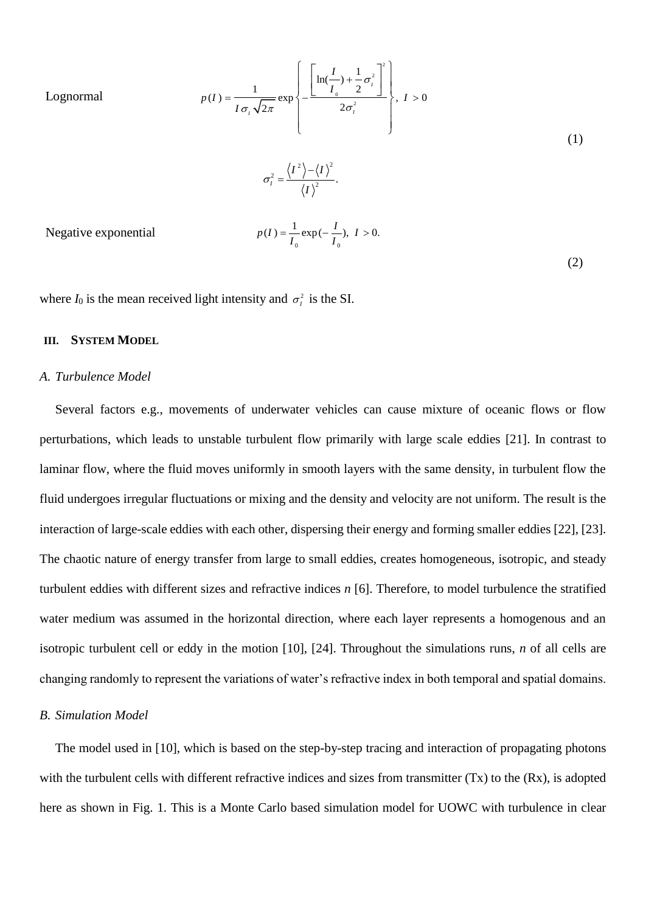Lognormal

$$p(I) = \frac{1}{I\sigma_I\sqrt{2\pi}} \exp\left\{ -\frac{\left[\ln\left(\frac{I}{I_0}\right) + \frac{1}{2}\sigma_I^2\right]^2}{2\sigma_I^2} \right\}, \ I > 0$$

$$\sigma_I^2 = \frac{\langle I^2 \rangle - \langle I \rangle^2}{\langle I \rangle^2}. \tag{1}$$

Negative exponential

$$p(I) = \frac{1}{I_0}\exp\left(-\frac{I}{I_0}\right), \ I > 0. \tag{2}$$

where $I_0$ is the mean received light intensity and $\sigma_I^2$ is the SI.

## III. System Model

### A. Turbulence Model

Several factors e.g., movements of underwater vehicles can cause mixture of oceanic flows or flow perturbations, which leads to unstable turbulent flow primarily with large scale eddies [21]. In contrast to laminar flow, where the fluid moves uniformly in smooth layers with the same density, in turbulent flow the fluid undergoes irregular fluctuations or mixing and the density and velocity are not uniform. The result is the interaction of large-scale eddies with each other, dispersing their energy and forming smaller eddies [22], [23]. The chaotic nature of energy transfer from large to small eddies, creates homogeneous, isotropic, and steady turbulent eddies with different sizes and refractive indices *n* [6]. Therefore, to model turbulence the stratified water medium was assumed in the horizontal direction, where each layer represents a homogenous and an isotropic turbulent cell or eddy in the motion [10], [24]. Throughout the simulations runs, *n* of all cells are changing randomly to represent the variations of water's refractive index in both temporal and spatial domains.

### B. Simulation Model

The model used in [10], which is based on the step-by-step tracing and interaction of propagating photons with the turbulent cells with different refractive indices and sizes from transmitter (Tx) to the (Rx), is adopted here as shown in Fig. 1. This is a Monte Carlo based simulation model for UOWC with turbulence in clear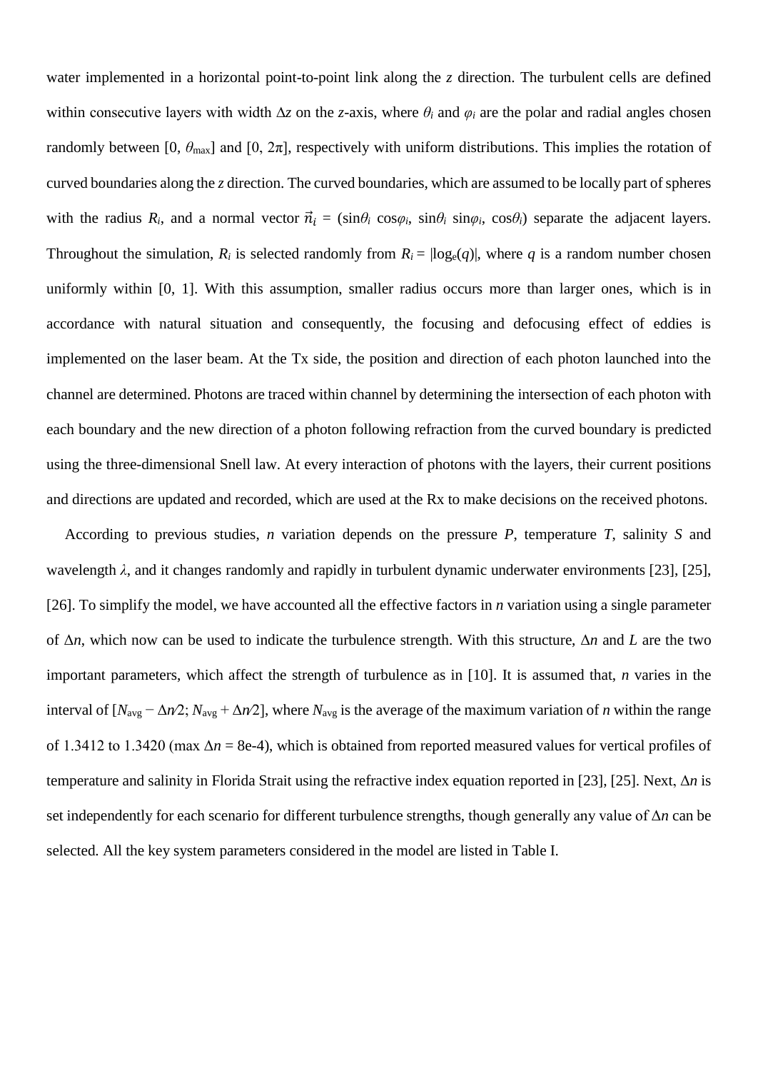water implemented in a horizontal point-to-point link along the $z$ direction. The turbulent cells are defined within consecutive layers with width $\Delta z$ on the $z$-axis, where $\theta_i$ and $\varphi_i$ are the polar and radial angles chosen randomly between $[0, \theta_{max}]$ and $[0, 2\pi]$, respectively with uniform distributions. This implies the rotation of curved boundaries along the $z$ direction. The curved boundaries, which are assumed to be locally part of spheres with the radius $R_i$, and a normal vector $\vec{n}_i$ = $(\sin\theta_i \cos\varphi_i, \sin\theta_i \sin\varphi_i, \cos\theta_i)$ separate the adjacent layers. Throughout the simulation, $R_i$ is selected randomly from $R_i = |\log_e(q)|$, where $q$ is a random number chosen uniformly within [0, 1]. With this assumption, smaller radius occurs more than larger ones, which is in accordance with natural situation and consequently, the focusing and defocusing effect of eddies is implemented on the laser beam. At the Tx side, the position and direction of each photon launched into the channel are determined. Photons are traced within channel by determining the intersection of each photon with each boundary and the new direction of a photon following refraction from the curved boundary is predicted using the three-dimensional Snell law. At every interaction of photons with the layers, their current positions and directions are updated and recorded, which are used at the Rx to make decisions on the received photons.

According to previous studies, $n$ variation depends on the pressure $P$, temperature $T$, salinity $S$ and wavelength $\lambda$, and it changes randomly and rapidly in turbulent dynamic underwater environments [23], [25], [26]. To simplify the model, we have accounted all the effective factors in $n$ variation using a single parameter of $\Delta n$, which now can be used to indicate the turbulence strength. With this structure, $\Delta n$ and $L$ are the two important parameters, which affect the strength of turbulence as in [10]. It is assumed that, $n$ varies in the interval of $[N_{avg} - \Delta n/2; N_{avg} + \Delta n/2]$, where $N_{avg}$ is the average of the maximum variation of $n$ within the range of 1.3412 to 1.3420 (max $\Delta n$ = 8e-4), which is obtained from reported measured values for vertical profiles of temperature and salinity in Florida Strait using the refractive index equation reported in [23], [25]. Next, $\Delta n$ is set independently for each scenario for different turbulence strengths, though generally any value of $\Delta n$ can be selected. All the key system parameters considered in the model are listed in Table I.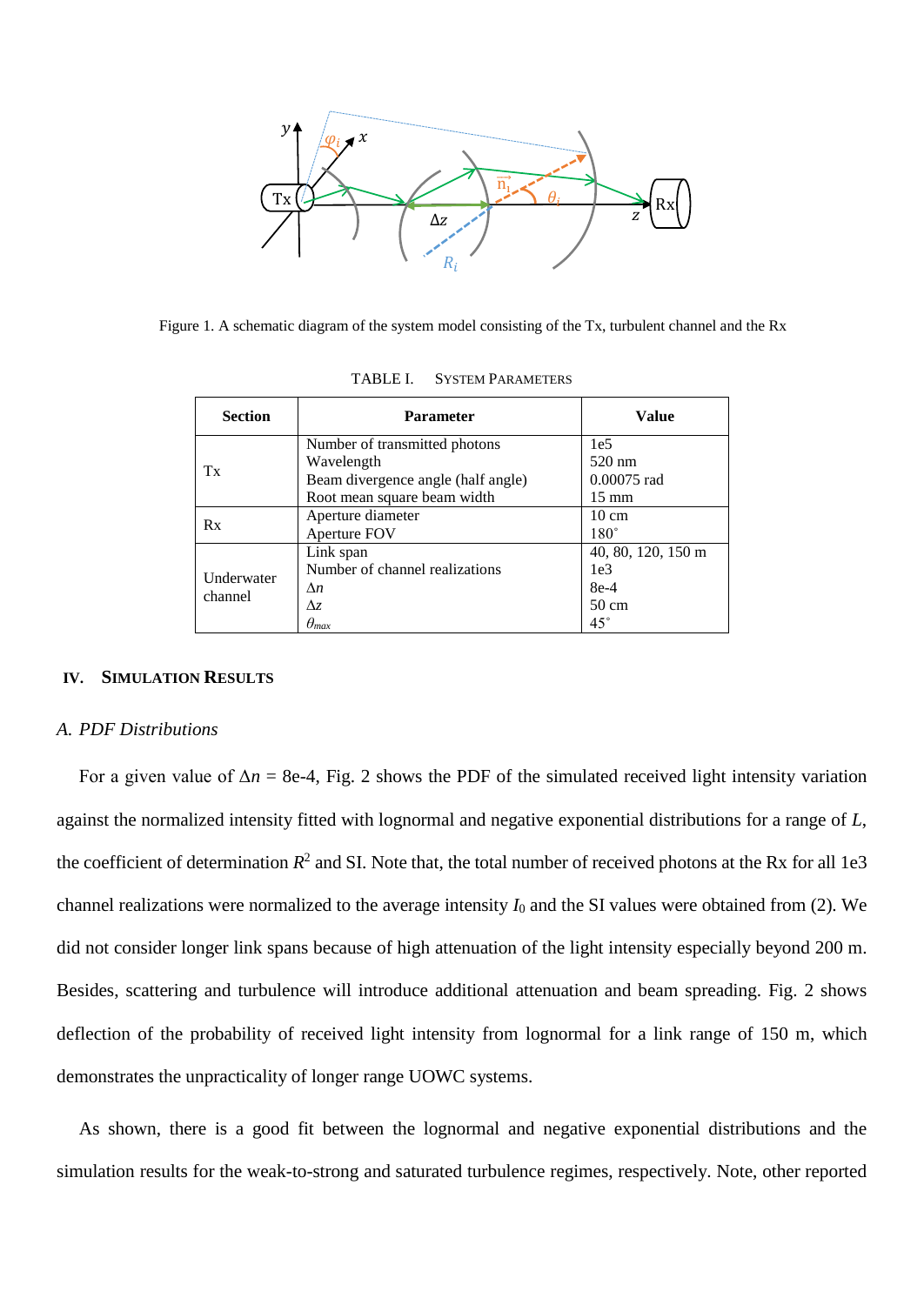Figure 1. A schematic diagram of the system model consisting of the Tx, turbulent channel and the Rx

TABLE I. SYSTEM PARAMETERS

| Section | Parameter | Value |
|---|---|---|
| Tx | Number of transmitted photons<br>Wavelength<br>Beam divergence angle (half angle)<br>Root mean square beam width | 1e5<br>520 nm<br>0.00075 rad<br>15 mm |
| Rx | Aperture diameter<br>Aperture FOV | 10 cm<br>180˚ |
| Underwater channel | Link span<br>Number of channel realizations<br>$\Delta n$<br>$\Delta z$<br>$\theta_{max}$ | 40, 80, 120, 150 m<br>1e3<br>8e-4<br>50 cm<br>45˚ |

## IV. SIMULATION RESULTS

### A. PDF Distributions

For a given value of $\Delta n$ = 8e-4, Fig. 2 shows the PDF of the simulated received light intensity variation against the normalized intensity fitted with lognormal and negative exponential distributions for a range of $L$, the coefficient of determination $R^2$ and SI. Note that, the total number of received photons at the Rx for all 1e3 channel realizations were normalized to the average intensity $I_0$ and the SI values were obtained from (2). We did not consider longer link spans because of high attenuation of the light intensity especially beyond 200 m. Besides, scattering and turbulence will introduce additional attenuation and beam spreading. Fig. 2 shows deflection of the probability of received light intensity from lognormal for a link range of 150 m, which demonstrates the unpracticality of longer range UOWC systems.

As shown, there is a good fit between the lognormal and negative exponential distributions and the simulation results for the weak-to-strong and saturated turbulence regimes, respectively. Note, other reported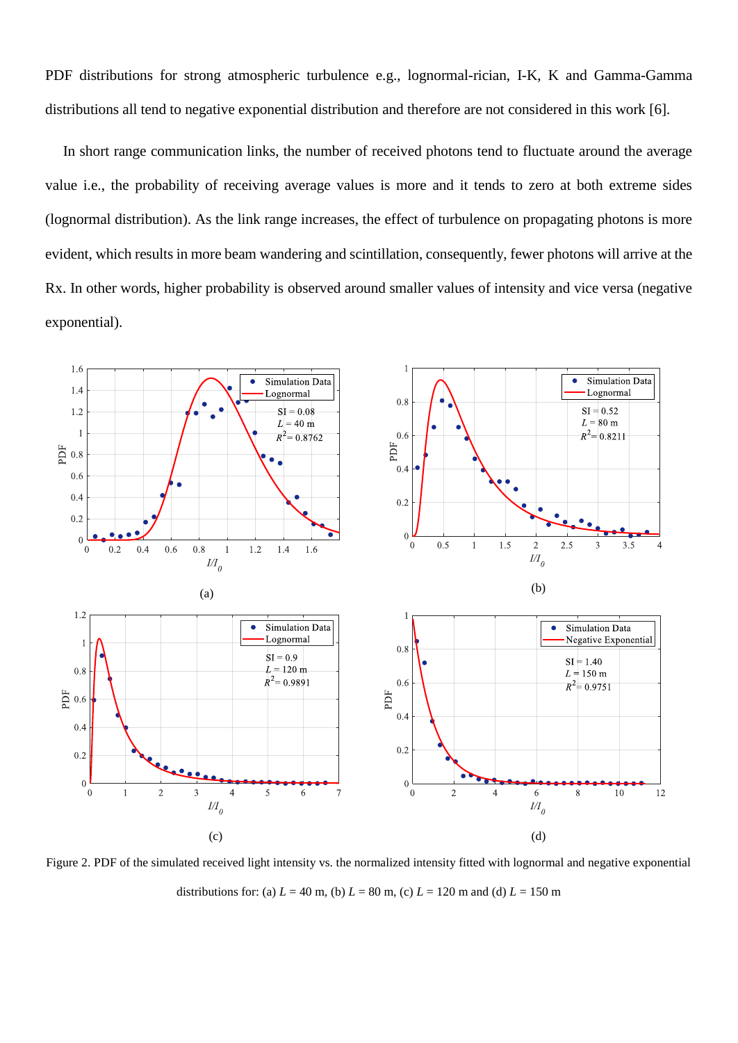PDF distributions for strong atmospheric turbulence e.g., lognormal-rician, I-K, K and Gamma-Gamma distributions all tend to negative exponential distribution and therefore are not considered in this work [6].

In short range communication links, the number of received photons tend to fluctuate around the average value i.e., the probability of receiving average values is more and it tends to zero at both extreme sides (lognormal distribution). As the link range increases, the effect of turbulence on propagating photons is more evident, which results in more beam wandering and scintillation, consequently, fewer photons will arrive at the Rx. In other words, higher probability is observed around smaller values of intensity and vice versa (negative exponential).

Figure 2. PDF of the simulated received light intensity vs. the normalized intensity fitted with lognormal and negative exponential distributions for: (a) $L$ = 40 m, (b) $L$ = 80 m, (c) $L$ = 120 m and (d) $L$ = 150 m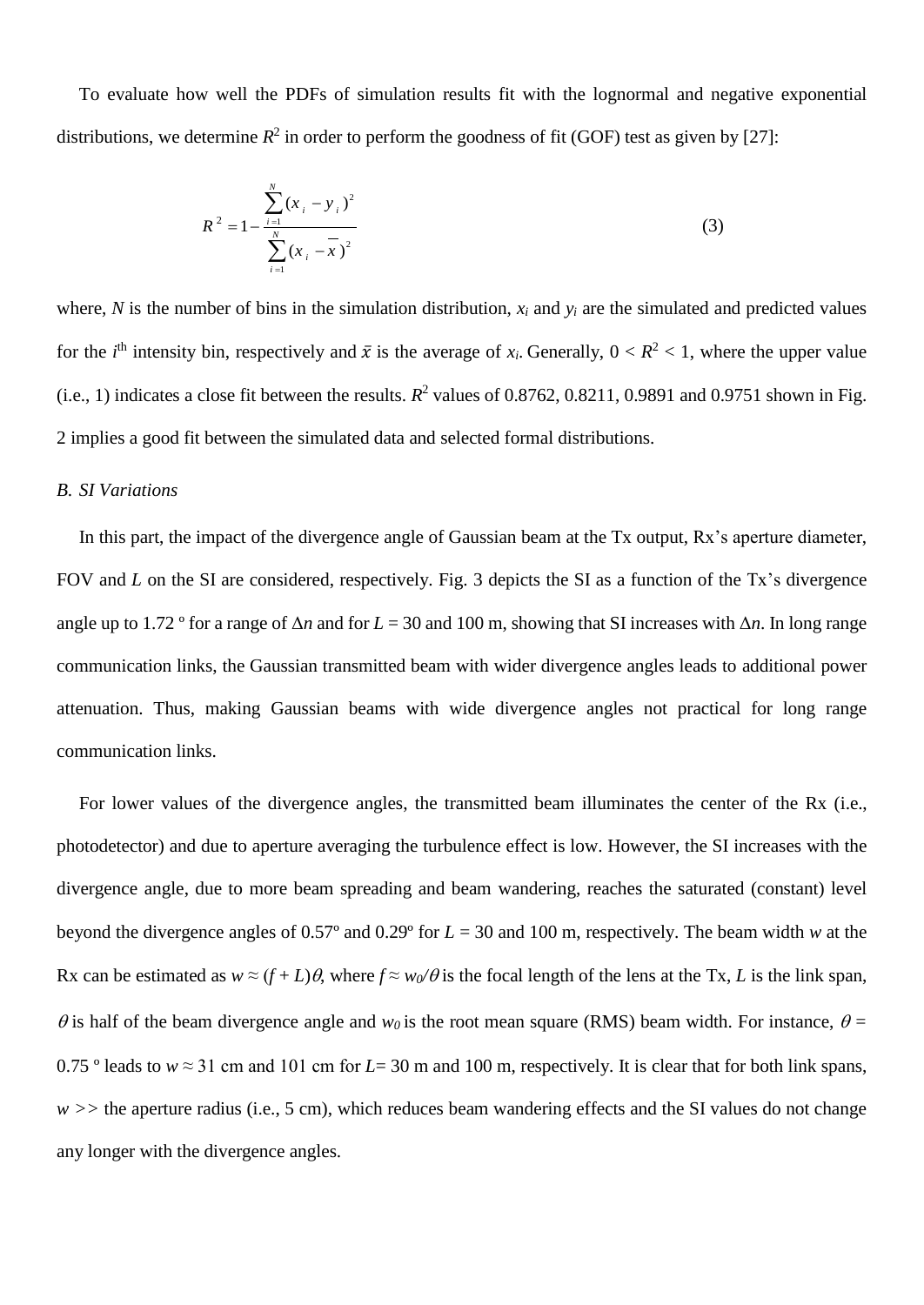To evaluate how well the PDFs of simulation results fit with the lognormal and negative exponential distributions, we determine $R^2$ in order to perform the goodness of fit (GOF) test as given by [27]:

$$R^2 = 1 - \frac{\sum_{i=1}^{N}(x_i - y_i)^2}{\sum_{i=1}^{N}(x_i - \overline{x})^2} \tag{3}$$

where, $N$ is the number of bins in the simulation distribution, $x_i$ and $y_i$ are the simulated and predicted values for the $i^{\text{th}}$ intensity bin, respectively and $\bar{x}$ is the average of $x_i$. Generally, $0 < R^2 < 1$, where the upper value (i.e., 1) indicates a close fit between the results. $R^2$ values of 0.8762, 0.8211, 0.9891 and 0.9751 shown in Fig. 2 implies a good fit between the simulated data and selected formal distributions.

### *B. SI Variations*

In this part, the impact of the divergence angle of Gaussian beam at the Tx output, Rx's aperture diameter, FOV and $L$ on the SI are considered, respectively. Fig. 3 depicts the SI as a function of the Tx's divergence angle up to 1.72 º for a range of $\Delta n$ and for $L$ = 30 and 100 m, showing that SI increases with $\Delta n$. In long range communication links, the Gaussian transmitted beam with wider divergence angles leads to additional power attenuation. Thus, making Gaussian beams with wide divergence angles not practical for long range communication links.

For lower values of the divergence angles, the transmitted beam illuminates the center of the Rx (i.e., photodetector) and due to aperture averaging the turbulence effect is low. However, the SI increases with the divergence angle, due to more beam spreading and beam wandering, reaches the saturated (constant) level beyond the divergence angles of 0.57º and 0.29º for $L$ = 30 and 100 m, respectively. The beam width $w$ at the Rx can be estimated as $w \approx (f + L)\theta$, where $f \approx w_0/\theta$ is the focal length of the lens at the Tx, $L$ is the link span, $\theta$ is half of the beam divergence angle and $w_0$ is the root mean square (RMS) beam width. For instance, $\theta$ = 0.75 º leads to $w \approx$ 31 cm and 101 cm for $L$= 30 m and 100 m, respectively. It is clear that for both link spans, $w >>$ the aperture radius (i.e., 5 cm), which reduces beam wandering effects and the SI values do not change any longer with the divergence angles.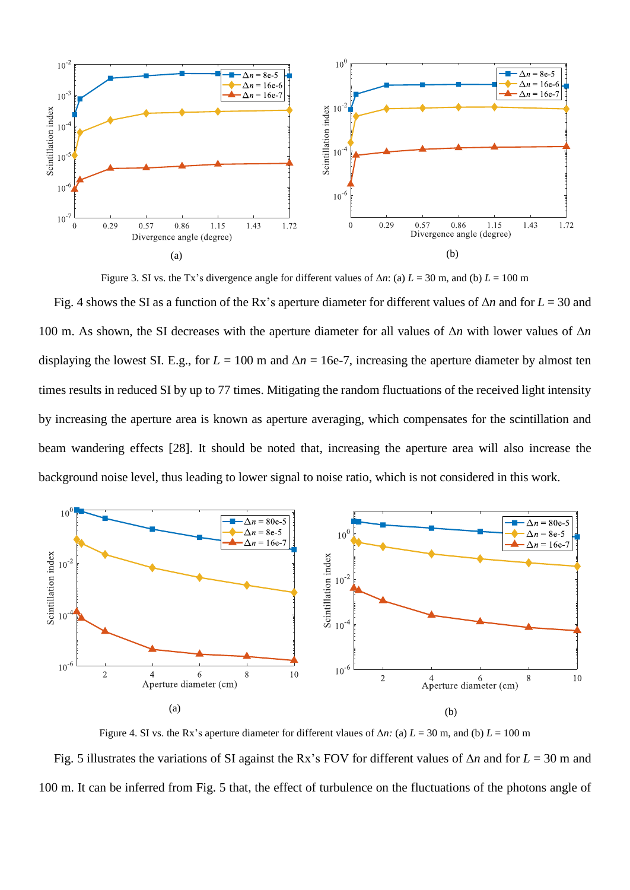Figure 3. SI vs. the Tx's divergence angle for different values of $\Delta n$: (a) $L$ = 30 m, and (b) $L$ = 100 m

Fig. 4 shows the SI as a function of the Rx's aperture diameter for different values of $\Delta n$ and for $L$ = 30 and 100 m. As shown, the SI decreases with the aperture diameter for all values of $\Delta n$ with lower values of $\Delta n$ displaying the lowest SI. E.g., for $L$ = 100 m and $\Delta n$ = 16e-7, increasing the aperture diameter by almost ten times results in reduced SI by up to 77 times. Mitigating the random fluctuations of the received light intensity by increasing the aperture area is known as aperture averaging, which compensates for the scintillation and beam wandering effects [28]. It should be noted that, increasing the aperture area will also increase the background noise level, thus leading to lower signal to noise ratio, which is not considered in this work.

Figure 4. SI vs. the Rx's aperture diameter for different vlaues of $\Delta n$: (a) $L$ = 30 m, and (b) $L$ = 100 m

Fig. 5 illustrates the variations of SI against the Rx's FOV for different values of $\Delta n$ and for $L$ = 30 m and 100 m. It can be inferred from Fig. 5 that, the effect of turbulence on the fluctuations of the photons angle of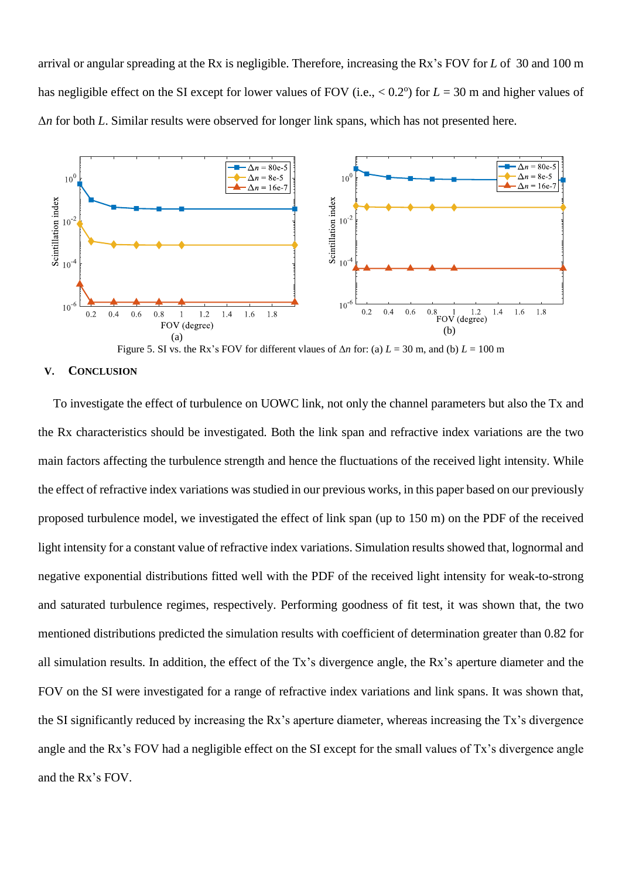arrival or angular spreading at the Rx is negligible. Therefore, increasing the Rx's FOV for $L$ of 30 and 100 m has negligible effect on the SI except for lower values of FOV (i.e., < 0.2°) for $L$ = 30 m and higher values of $\Delta n$ for both $L$. Similar results were observed for longer link spans, which has not presented here.

Figure 5. SI vs. the Rx's FOV for different vlaues of $\Delta n$ for: (a) $L$ = 30 m, and (b) $L$ = 100 m

## V. Conclusion

To investigate the effect of turbulence on UOWC link, not only the channel parameters but also the Tx and the Rx characteristics should be investigated. Both the link span and refractive index variations are the two main factors affecting the turbulence strength and hence the fluctuations of the received light intensity. While the effect of refractive index variations was studied in our previous works, in this paper based on our previously proposed turbulence model, we investigated the effect of link span (up to 150 m) on the PDF of the received light intensity for a constant value of refractive index variations. Simulation results showed that, lognormal and negative exponential distributions fitted well with the PDF of the received light intensity for weak-to-strong and saturated turbulence regimes, respectively. Performing goodness of fit test, it was shown that, the two mentioned distributions predicted the simulation results with coefficient of determination greater than 0.82 for all simulation results. In addition, the effect of the Tx's divergence angle, the Rx's aperture diameter and the FOV on the SI were investigated for a range of refractive index variations and link spans. It was shown that, the SI significantly reduced by increasing the Rx's aperture diameter, whereas increasing the Tx's divergence angle and the Rx's FOV had a negligible effect on the SI except for the small values of Tx's divergence angle and the Rx's FOV.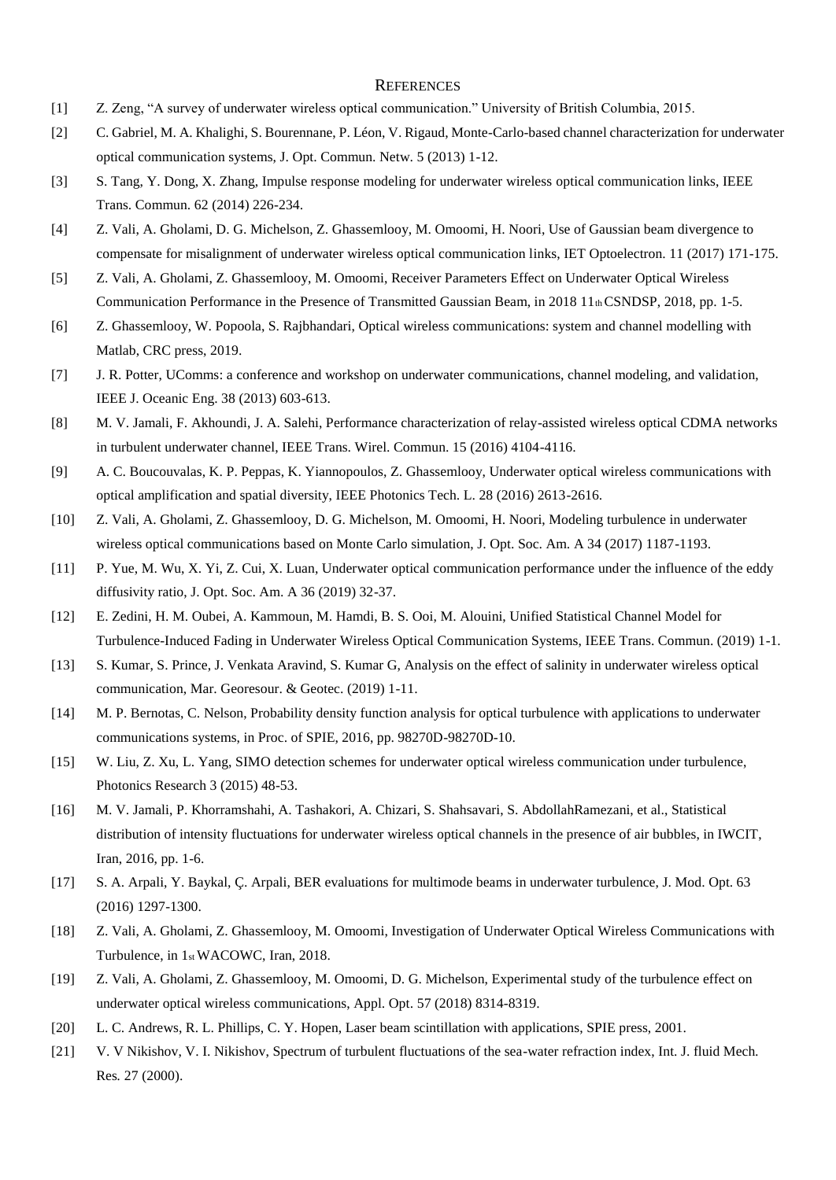# REFERENCES

[1] Z. Zeng, "A survey of underwater wireless optical communication." University of British Columbia, 2015.

[2] C. Gabriel, M. A. Khalighi, S. Bourennane, P. Léon, V. Rigaud, Monte-Carlo-based channel characterization for underwater optical communication systems, J. Opt. Commun. Netw. 5 (2013) 1-12.

[3] S. Tang, Y. Dong, X. Zhang, Impulse response modeling for underwater wireless optical communication links, IEEE Trans. Commun. 62 (2014) 226-234.

[4] Z. Vali, A. Gholami, D. G. Michelson, Z. Ghassemlooy, M. Omoomi, H. Noori, Use of Gaussian beam divergence to compensate for misalignment of underwater wireless optical communication links, IET Optoelectron. 11 (2017) 171-175.

[5] Z. Vali, A. Gholami, Z. Ghassemlooy, M. Omoomi, Receiver Parameters Effect on Underwater Optical Wireless Communication Performance in the Presence of Transmitted Gaussian Beam, in 2018 11th CSNDSP, 2018, pp. 1-5.

[6] Z. Ghassemlooy, W. Popoola, S. Rajbhandari, Optical wireless communications: system and channel modelling with Matlab, CRC press, 2019.

[7] J. R. Potter, UComms: a conference and workshop on underwater communications, channel modeling, and validation, IEEE J. Oceanic Eng. 38 (2013) 603-613.

[8] M. V. Jamali, F. Akhoundi, J. A. Salehi, Performance characterization of relay-assisted wireless optical CDMA networks in turbulent underwater channel, IEEE Trans. Wirel. Commun. 15 (2016) 4104-4116.

[9] A. C. Boucouvalas, K. P. Peppas, K. Yiannopoulos, Z. Ghassemlooy, Underwater optical wireless communications with optical amplification and spatial diversity, IEEE Photonics Tech. L. 28 (2016) 2613-2616.

[10] Z. Vali, A. Gholami, Z. Ghassemlooy, D. G. Michelson, M. Omoomi, H. Noori, Modeling turbulence in underwater wireless optical communications based on Monte Carlo simulation, J. Opt. Soc. Am. A 34 (2017) 1187-1193.

[11] P. Yue, M. Wu, X. Yi, Z. Cui, X. Luan, Underwater optical communication performance under the influence of the eddy diffusivity ratio, J. Opt. Soc. Am. A 36 (2019) 32-37.

[12] E. Zedini, H. M. Oubei, A. Kammoun, M. Hamdi, B. S. Ooi, M. Alouini, Unified Statistical Channel Model for Turbulence-Induced Fading in Underwater Wireless Optical Communication Systems, IEEE Trans. Commun. (2019) 1-1.

[13] S. Kumar, S. Prince, J. Venkata Aravind, S. Kumar G, Analysis on the effect of salinity in underwater wireless optical communication, Mar. Georesour. & Geotec. (2019) 1-11.

[14] M. P. Bernotas, C. Nelson, Probability density function analysis for optical turbulence with applications to underwater communications systems, in Proc. of SPIE, 2016, pp. 98270D-98270D-10.

[15] W. Liu, Z. Xu, L. Yang, SIMO detection schemes for underwater optical wireless communication under turbulence, Photonics Research 3 (2015) 48-53.

[16] M. V. Jamali, P. Khorramshahi, A. Tashakori, A. Chizari, S. Shahsavari, S. AbdollahRamezani, et al., Statistical distribution of intensity fluctuations for underwater wireless optical channels in the presence of air bubbles, in IWCIT, Iran, 2016, pp. 1-6.

[17] S. A. Arpali, Y. Baykal, Ç. Arpali, BER evaluations for multimode beams in underwater turbulence, J. Mod. Opt. 63 (2016) 1297-1300.

[18] Z. Vali, A. Gholami, Z. Ghassemlooy, M. Omoomi, Investigation of Underwater Optical Wireless Communications with Turbulence, in 1st WACOWC, Iran, 2018.

[19] Z. Vali, A. Gholami, Z. Ghassemlooy, M. Omoomi, D. G. Michelson, Experimental study of the turbulence effect on underwater optical wireless communications, Appl. Opt. 57 (2018) 8314-8319.

[20] L. C. Andrews, R. L. Phillips, C. Y. Hopen, Laser beam scintillation with applications, SPIE press, 2001.

[21] V. V Nikishov, V. I. Nikishov, Spectrum of turbulent fluctuations of the sea-water refraction index, Int. J. fluid Mech. Res. 27 (2000).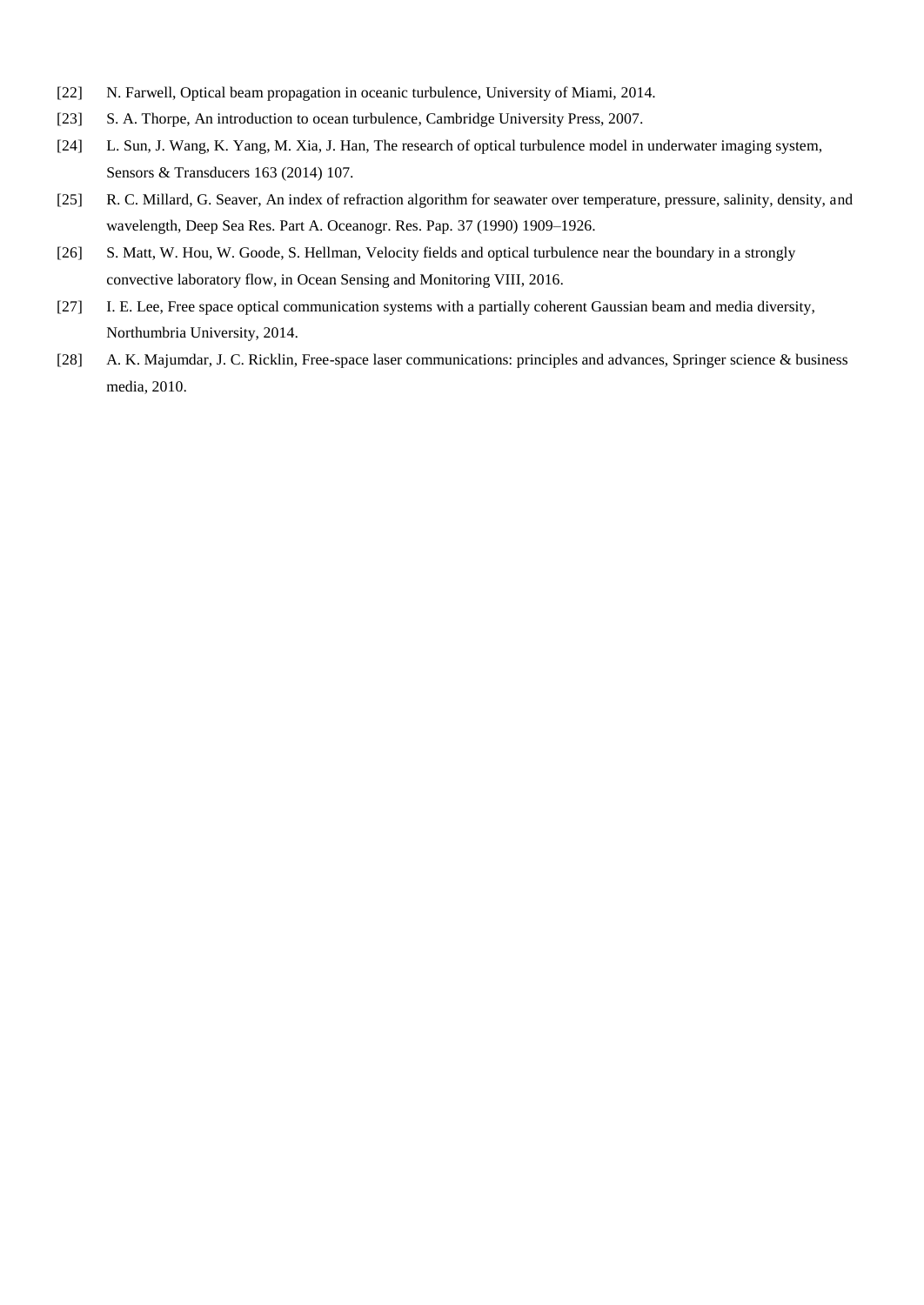[22] N. Farwell, Optical beam propagation in oceanic turbulence, University of Miami, 2014.

[23] S. A. Thorpe, An introduction to ocean turbulence, Cambridge University Press, 2007.

[24] L. Sun, J. Wang, K. Yang, M. Xia, J. Han, The research of optical turbulence model in underwater imaging system, Sensors & Transducers 163 (2014) 107.

[25] R. C. Millard, G. Seaver, An index of refraction algorithm for seawater over temperature, pressure, salinity, density, and wavelength, Deep Sea Res. Part A. Oceanogr. Res. Pap. 37 (1990) 1909–1926.

[26] S. Matt, W. Hou, W. Goode, S. Hellman, Velocity fields and optical turbulence near the boundary in a strongly convective laboratory flow, in Ocean Sensing and Monitoring VIII, 2016.

[27] I. E. Lee, Free space optical communication systems with a partially coherent Gaussian beam and media diversity, Northumbria University, 2014.

[28] A. K. Majumdar, J. C. Ricklin, Free-space laser communications: principles and advances, Springer science & business media, 2010.